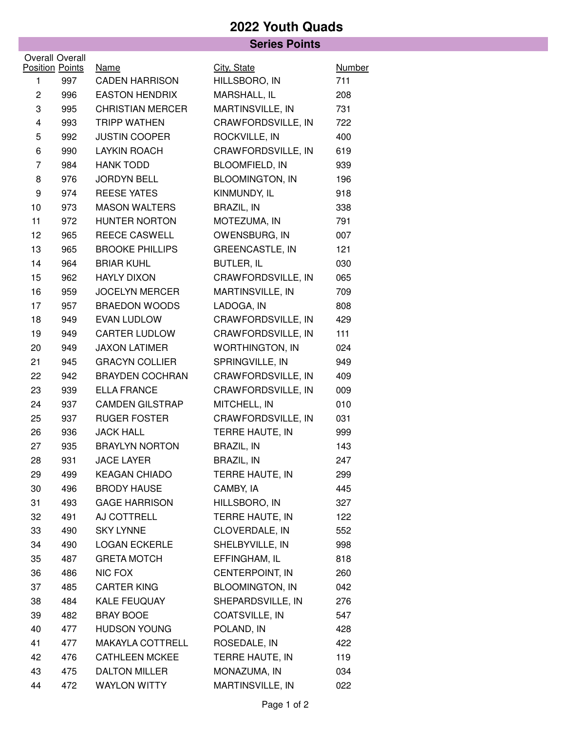# 2022 Youth Quads

## Series Points

| Overall Position | Overall Points | Name | City, State | Number |
|---|---|---|---|---|
| 1 | 997 | CADEN HARRISON | HILLSBORO, IN | 711 |
| 2 | 996 | EASTON HENDRIX | MARSHALL, IL | 208 |
| 3 | 995 | CHRISTIAN MERCER | MARTINSVILLE, IN | 731 |
| 4 | 993 | TRIPP WATHEN | CRAWFORDSVILLE, IN | 722 |
| 5 | 992 | JUSTIN COOPER | ROCKVILLE, IN | 400 |
| 6 | 990 | LAYKIN ROACH | CRAWFORDSVILLE, IN | 619 |
| 7 | 984 | HANK TODD | BLOOMFIELD, IN | 939 |
| 8 | 976 | JORDYN BELL | BLOOMINGTON, IN | 196 |
| 9 | 974 | REESE YATES | KINMUNDY, IL | 918 |
| 10 | 973 | MASON WALTERS | BRAZIL, IN | 338 |
| 11 | 972 | HUNTER NORTON | MOTEZUMA, IN | 791 |
| 12 | 965 | REECE CASWELL | OWENSBURG, IN | 007 |
| 13 | 965 | BROOKE PHILLIPS | GREENCASTLE, IN | 121 |
| 14 | 964 | BRIAR KUHL | BUTLER, IL | 030 |
| 15 | 962 | HAYLY DIXON | CRAWFORDSVILLE, IN | 065 |
| 16 | 959 | JOCELYN MERCER | MARTINSVILLE, IN | 709 |
| 17 | 957 | BRAEDON WOODS | LADOGA, IN | 808 |
| 18 | 949 | EVAN LUDLOW | CRAWFORDSVILLE, IN | 429 |
| 19 | 949 | CARTER LUDLOW | CRAWFORDSVILLE, IN | 111 |
| 20 | 949 | JAXON LATIMER | WORTHINGTON, IN | 024 |
| 21 | 945 | GRACYN COLLIER | SPRINGVILLE, IN | 949 |
| 22 | 942 | BRAYDEN COCHRAN | CRAWFORDSVILLE, IN | 409 |
| 23 | 939 | ELLA FRANCE | CRAWFORDSVILLE, IN | 009 |
| 24 | 937 | CAMDEN GILSTRAP | MITCHELL, IN | 010 |
| 25 | 937 | RUGER FOSTER | CRAWFORDSVILLE, IN | 031 |
| 26 | 936 | JACK HALL | TERRE HAUTE, IN | 999 |
| 27 | 935 | BRAYLYN NORTON | BRAZIL, IN | 143 |
| 28 | 931 | JACE LAYER | BRAZIL, IN | 247 |
| 29 | 499 | KEAGAN CHIADO | TERRE HAUTE, IN | 299 |
| 30 | 496 | BRODY HAUSE | CAMBY, IA | 445 |
| 31 | 493 | GAGE HARRISON | HILLSBORO, IN | 327 |
| 32 | 491 | AJ COTTRELL | TERRE HAUTE, IN | 122 |
| 33 | 490 | SKY LYNNE | CLOVERDALE, IN | 552 |
| 34 | 490 | LOGAN ECKERLE | SHELBYVILLE, IN | 998 |
| 35 | 487 | GRETA MOTCH | EFFINGHAM, IL | 818 |
| 36 | 486 | NIC FOX | CENTERPOINT, IN | 260 |
| 37 | 485 | CARTER KING | BLOOMINGTON, IN | 042 |
| 38 | 484 | KALE FEUQUAY | SHEPARDSVILLE, IN | 276 |
| 39 | 482 | BRAY BOOE | COATSVILLE, IN | 547 |
| 40 | 477 | HUDSON YOUNG | POLAND, IN | 428 |
| 41 | 477 | MAKAYLA COTTRELL | ROSEDALE, IN | 422 |
| 42 | 476 | CATHLEEN MCKEE | TERRE HAUTE, IN | 119 |
| 43 | 475 | DALTON MILLER | MONAZUMA, IN | 034 |
| 44 | 472 | WAYLON WITTY | MARTINSVILLE, IN | 022 |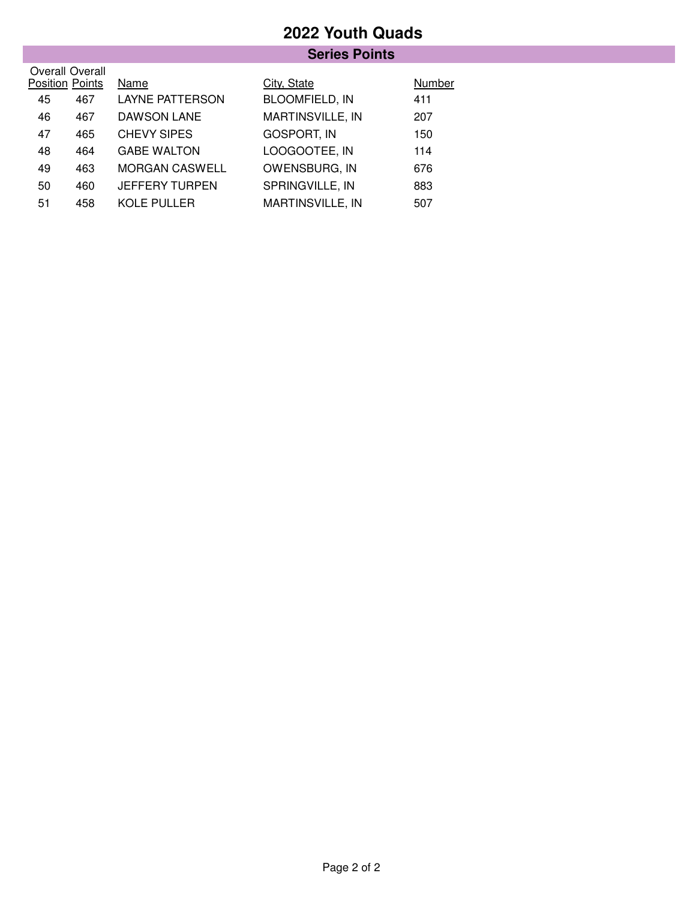# 2022 Youth Quads

## Series Points

| Overall Position | Overall Points | Name | City, State | Number |
|---|---|---|---|---|
| 45 | 467 | LAYNE PATTERSON | BLOOMFIELD, IN | 411 |
| 46 | 467 | DAWSON LANE | MARTINSVILLE, IN | 207 |
| 47 | 465 | CHEVY SIPES | GOSPORT, IN | 150 |
| 48 | 464 | GABE WALTON | LOOGOOTEE, IN | 114 |
| 49 | 463 | MORGAN CASWELL | OWENSBURG, IN | 676 |
| 50 | 460 | JEFFERY TURPEN | SPRINGVILLE, IN | 883 |
| 51 | 458 | KOLE PULLER | MARTINSVILLE, IN | 507 |